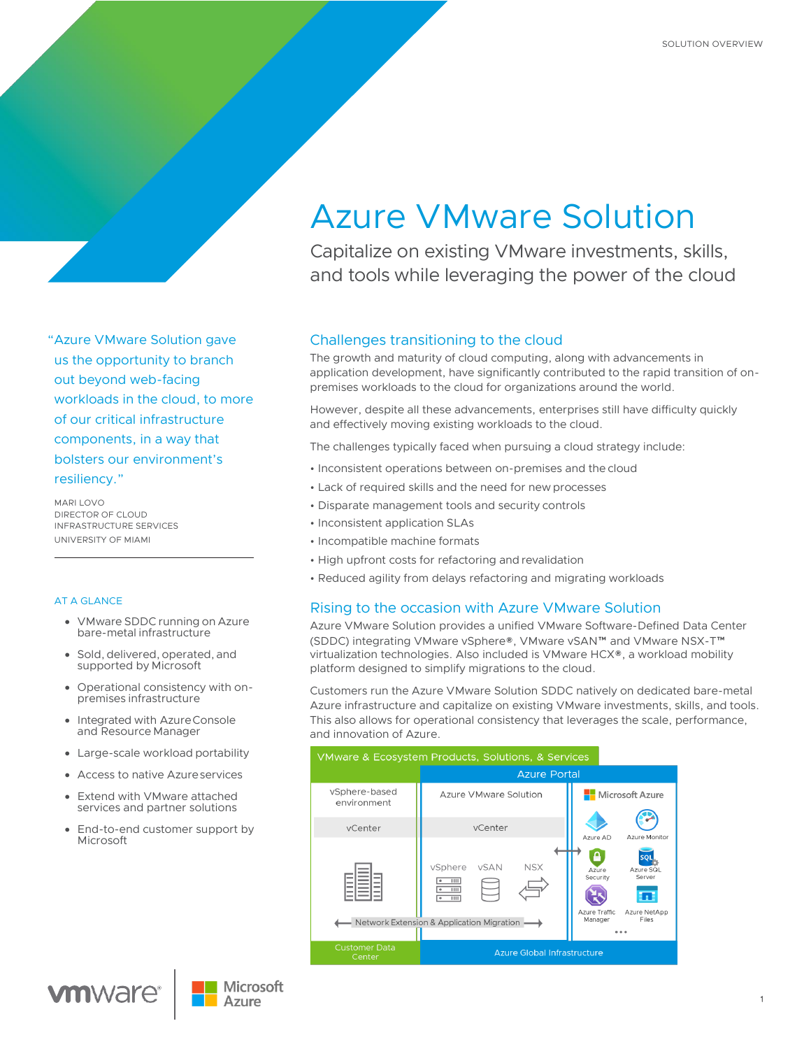SOLUTION OVERVIEW

# Azure VMware Solution

Capitalize on existing VMware investments, skills, and tools while leveraging the power of the cloud

"Azure VMware Solution gave us the opportunity to branch out beyond web-facing workloads in the cloud, to more of our critical infrastructure components, in a way that bolsters our environment's resiliency."

MARI LOVO
DIRECTOR OF CLOUD INFRASTRUCTURE SERVICES
UNIVERSITY OF MIAMI

### AT A GLANCE

- VMware SDDC running on Azure bare-metal infrastructure
- Sold, delivered, operated, and supported by Microsoft
- Operational consistency with on-premises infrastructure
- Integrated with Azure Console and Resource Manager
- Large-scale workload portability
- Access to native Azure services
- Extend with VMware attached services and partner solutions
- End-to-end customer support by Microsoft

## Challenges transitioning to the cloud

The growth and maturity of cloud computing, along with advancements in application development, have significantly contributed to the rapid transition of on-premises workloads to the cloud for organizations around the world.

However, despite all these advancements, enterprises still have difficulty quickly and effectively moving existing workloads to the cloud.

The challenges typically faced when pursuing a cloud strategy include:

- Inconsistent operations between on-premises and the cloud
- Lack of required skills and the need for new processes
- Disparate management tools and security controls
- Inconsistent application SLAs
- Incompatible machine formats
- High upfront costs for refactoring and revalidation
- Reduced agility from delays refactoring and migrating workloads

## Rising to the occasion with Azure VMware Solution

Azure VMware Solution provides a unified VMware Software-Defined Data Center (SDDC) integrating VMware vSphere®, VMware vSAN™ and VMware NSX-T™ virtualization technologies. Also included is VMware HCX®, a workload mobility platform designed to simplify migrations to the cloud.

Customers run the Azure VMware Solution SDDC natively on dedicated bare-metal Azure infrastructure and capitalize on existing VMware investments, skills, and tools. This also allows for operational consistency that leverages the scale, performance, and innovation of Azure.

VMware & Ecosystem Products, Solutions, & Services

Azure Portal

vSphere-based environment | Azure VMware Solution | Microsoft Azure

vCenter | vCenter

vSphere | vSAN | NSX

Azure AD | Azure Monitor | Azure Security | Azure SQL Server | Azure Traffic Manager | Azure NetApp Files | ...

Network Extension & Application Migration

Customer Data Center | Azure Global Infrastructure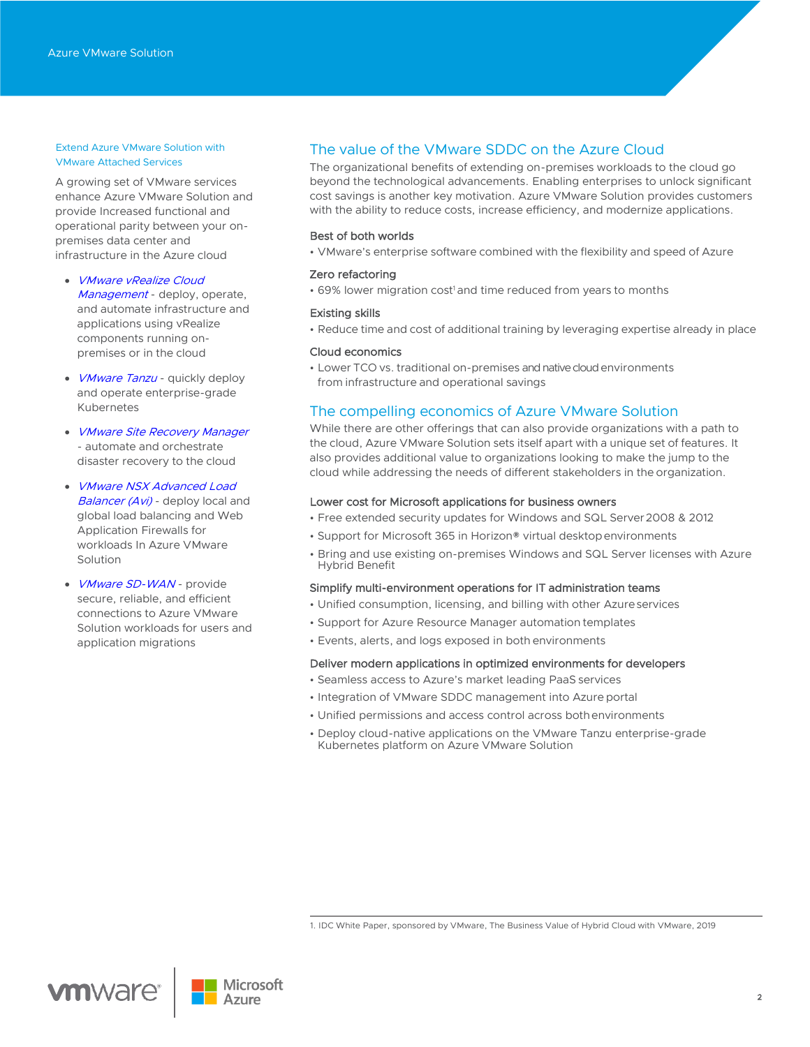### Extend Azure VMware Solution with VMware Attached Services

A growing set of VMware services enhance Azure VMware Solution and provide Increased functional and operational parity between your on-premises data center and infrastructure in the Azure cloud

- *VMware vRealize Cloud Management* - deploy, operate, and automate infrastructure and applications using vRealize components running on-premises or in the cloud
- *VMware Tanzu* - quickly deploy and operate enterprise-grade Kubernetes
- *VMware Site Recovery Manager* - automate and orchestrate disaster recovery to the cloud
- *VMware NSX Advanced Load Balancer (Avi)* - deploy local and global load balancing and Web Application Firewalls for workloads In Azure VMware Solution
- *VMware SD-WAN* - provide secure, reliable, and efficient connections to Azure VMware Solution workloads for users and application migrations

## The value of the VMware SDDC on the Azure Cloud

The organizational benefits of extending on-premises workloads to the cloud go beyond the technological advancements. Enabling enterprises to unlock significant cost savings is another key motivation. Azure VMware Solution provides customers with the ability to reduce costs, increase efficiency, and modernize applications.

### Best of both worlds

- VMware's enterprise software combined with the flexibility and speed of Azure

### Zero refactoring

- 69% lower migration cost[1] and time reduced from years to months

### Existing skills

- Reduce time and cost of additional training by leveraging expertise already in place

### Cloud economics

- Lower TCO vs. traditional on-premises and native cloud environments from infrastructure and operational savings

## The compelling economics of Azure VMware Solution

While there are other offerings that can also provide organizations with a path to the cloud, Azure VMware Solution sets itself apart with a unique set of features. It also provides additional value to organizations looking to make the jump to the cloud while addressing the needs of different stakeholders in the organization.

### Lower cost for Microsoft applications for business owners

- Free extended security updates for Windows and SQL Server 2008 & 2012
- Support for Microsoft 365 in Horizon® virtual desktop environments
- Bring and use existing on-premises Windows and SQL Server licenses with Azure Hybrid Benefit

### Simplify multi-environment operations for IT administration teams

- Unified consumption, licensing, and billing with other Azure services
- Support for Azure Resource Manager automation templates
- Events, alerts, and logs exposed in both environments

### Deliver modern applications in optimized environments for developers

- Seamless access to Azure's market leading PaaS services
- Integration of VMware SDDC management into Azure portal
- Unified permissions and access control across both environments
- Deploy cloud-native applications on the VMware Tanzu enterprise-grade Kubernetes platform on Azure VMware Solution

1. IDC White Paper, sponsored by VMware, The Business Value of Hybrid Cloud with VMware, 2019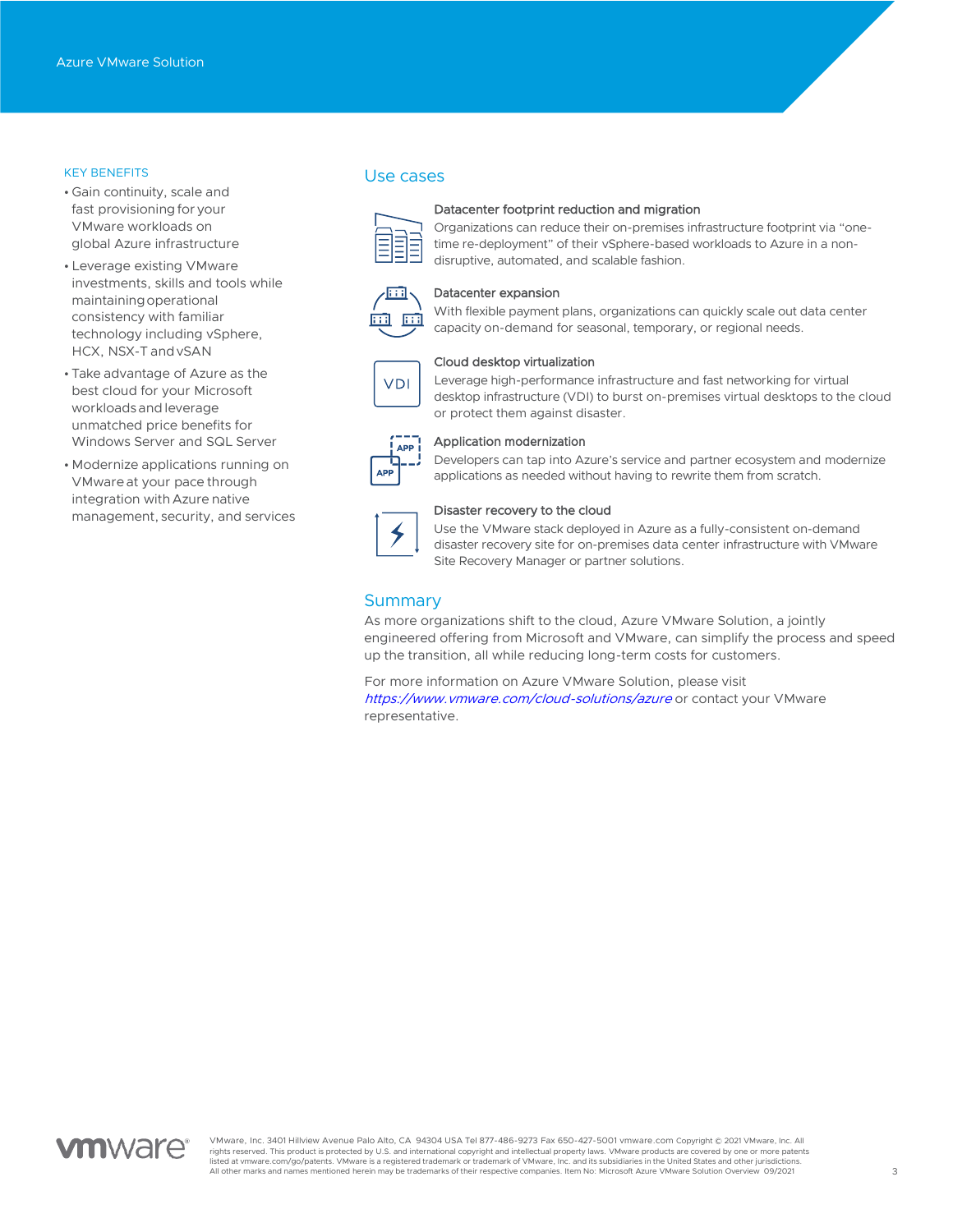KEY BENEFITS

- Gain continuity, scale and fast provisioning for your VMware workloads on global Azure infrastructure
- Leverage existing VMware investments, skills and tools while maintaining operational consistency with familiar technology including vSphere, HCX, NSX-T and vSAN
- Take advantage of Azure as the best cloud for your Microsoft workloads and leverage unmatched price benefits for Windows Server and SQL Server
- Modernize applications running on VMware at your pace through integration with Azure native management, security, and services

## Use cases

### Datacenter footprint reduction and migration

Organizations can reduce their on-premises infrastructure footprint via "one-time re-deployment" of their vSphere-based workloads to Azure in a non-disruptive, automated, and scalable fashion.

### Datacenter expansion

With flexible payment plans, organizations can quickly scale out data center capacity on-demand for seasonal, temporary, or regional needs.

### Cloud desktop virtualization

Leverage high-performance infrastructure and fast networking for virtual desktop infrastructure (VDI) to burst on-premises virtual desktops to the cloud or protect them against disaster.

### Application modernization

Developers can tap into Azure's service and partner ecosystem and modernize applications as needed without having to rewrite them from scratch.

### Disaster recovery to the cloud

Use the VMware stack deployed in Azure as a fully-consistent on-demand disaster recovery site for on-premises data center infrastructure with VMware Site Recovery Manager or partner solutions.

## Summary

As more organizations shift to the cloud, Azure VMware Solution, a jointly engineered offering from Microsoft and VMware, can simplify the process and speed up the transition, all while reducing long-term costs for customers.

For more information on Azure VMware Solution, please visit *https://www.vmware.com/cloud-solutions/azure* or contact your VMware representative.

VMware, Inc. 3401 Hillview Avenue Palo Alto, CA 94304 USA Tel 877-486-9273 Fax 650-427-5001 vmware.com Copyright © 2021 VMware, Inc. All rights reserved. This product is protected by U.S. and international copyright and intellectual property laws. VMware products are covered by one or more patents listed at vmware.com/go/patents. VMware is a registered trademark or trademark of VMware, Inc. and its subsidiaries in the United States and other jurisdictions. All other marks and names mentioned herein may be trademarks of their respective companies. Item No: Microsoft Azure VMware Solution Overview 09/2021